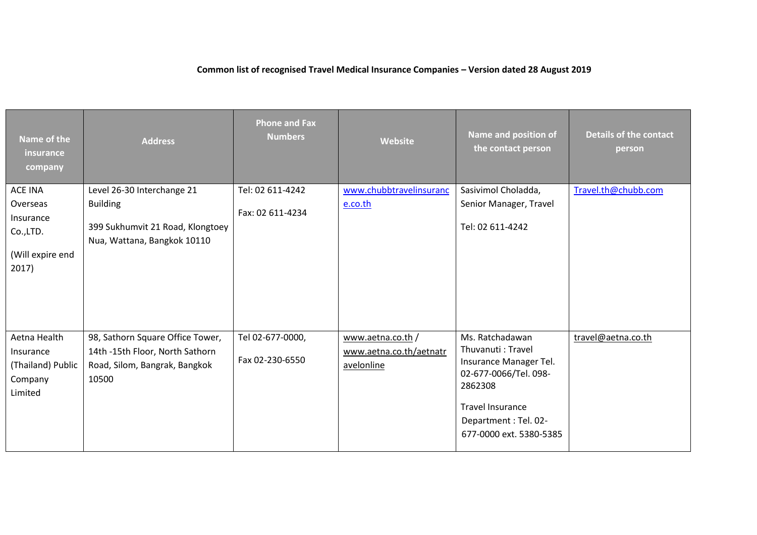**Common list of recognised Travel Medical Insurance Companies – Version dated 28 August 2019**

| Name of the insurance company | Address | Phone and Fax Numbers | Website | Name and position of the contact person | Details of the contact person |
|---|---|---|---|---|---|
| ACE INA Overseas Insurance Co.,LTD. (Will expire end 2017) | Level 26-30 Interchange 21 Building 399 Sukhumvit 21 Road, Klongtoey Nua, Wattana, Bangkok 10110 | Tel: 02 611-4242 Fax: 02 611-4234 | www.chubbtravelinsurance.co.th | Sasivimol Choladda, Senior Manager, Travel Tel: 02 611-4242 | Travel.th@chubb.com |
| Aetna Health Insurance (Thailand) Public Company Limited | 98, Sathorn Square Office Tower, 14th -15th Floor, North Sathorn Road, Silom, Bangrak, Bangkok 10500 | Tel 02-677-0000, Fax 02-230-6550 | www.aetna.co.th / www.aetna.co.th/aetnatravelonline | Ms. Ratchadawan Thuvanuti : Travel Insurance Manager Tel. 02-677-0066/Tel. 098-2862308 Travel Insurance Department : Tel. 02-677-0000 ext. 5380-5385 | travel@aetna.co.th |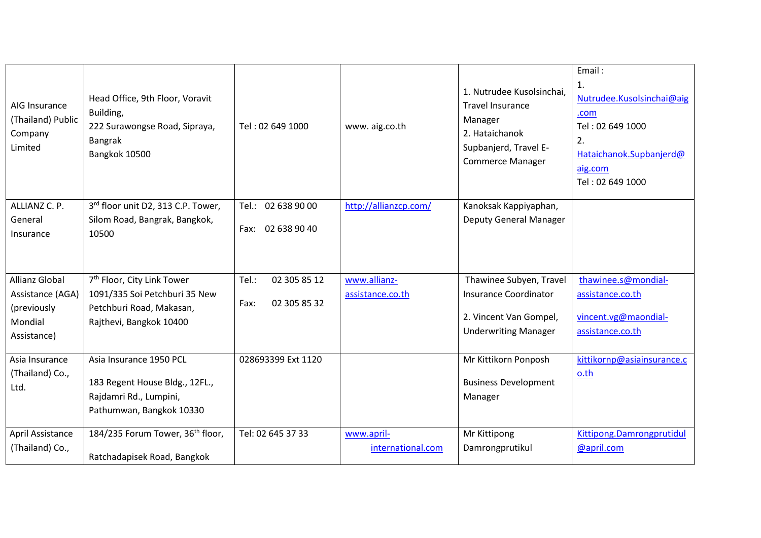| AIG Insurance (Thailand) Public Company Limited | Head Office, 9th Floor, Voravit Building,<br>222 Surawongse Road, Sipraya, Bangrak<br>Bangkok 10500 | Tel : 02 649 1000 | www. aig.co.th | 1. Nutrudee Kusolsinchai, Travel Insurance Manager<br>2. Hataichanok Supbanjerd, Travel E-Commerce Manager | Email :<br>1. Nutrudee.Kusolsinchai@aig.com<br>Tel : 02 649 1000<br>2. Hataichanok.Supbanjerd@aig.com<br>Tel : 02 649 1000 |
|---|---|---|---|---|---|
| ALLIANZ C. P. General Insurance | 3rd floor unit D2, 313 C.P. Tower, Silom Road, Bangrak, Bangkok, 10500 | Tel.: 02 638 90 00<br>Fax: 02 638 90 40 | http://allianzcp.com/ | Kanoksak Kappiyaphan, Deputy General Manager | |
| Allianz Global Assistance (AGA) (previously Mondial Assistance) | 7th Floor, City Link Tower 1091/335 Soi Petchburi 35 New Petchburi Road, Makasan, Rajthevi, Bangkok 10400 | Tel.: 02 305 85 12<br>Fax: 02 305 85 32 | www.allianz-assistance.co.th | Thawinee Subyen, Travel Insurance Coordinator<br>2. Vincent Van Gompel, Underwriting Manager | thawinee.s@mondial-assistance.co.th<br>vincent.vg@maondial-assistance.co.th |
| Asia Insurance (Thailand) Co., Ltd. | Asia Insurance 1950 PCL<br>183 Regent House Bldg., 12FL., Rajdamri Rd., Lumpini, Pathumwan, Bangkok 10330 | 028693399 Ext 1120 | | Mr Kittikorn Ponposh<br>Business Development Manager | kittikornp@asiainsurance.co.th |
| April Assistance (Thailand) Co., | 184/235 Forum Tower, 36th floor,<br>Ratchadapisek Road, Bangkok | Tel: 02 645 37 33 | www.april-international.com | Mr Kittipong Damrongprutikul | Kittipong.Damrongprutidul@april.com |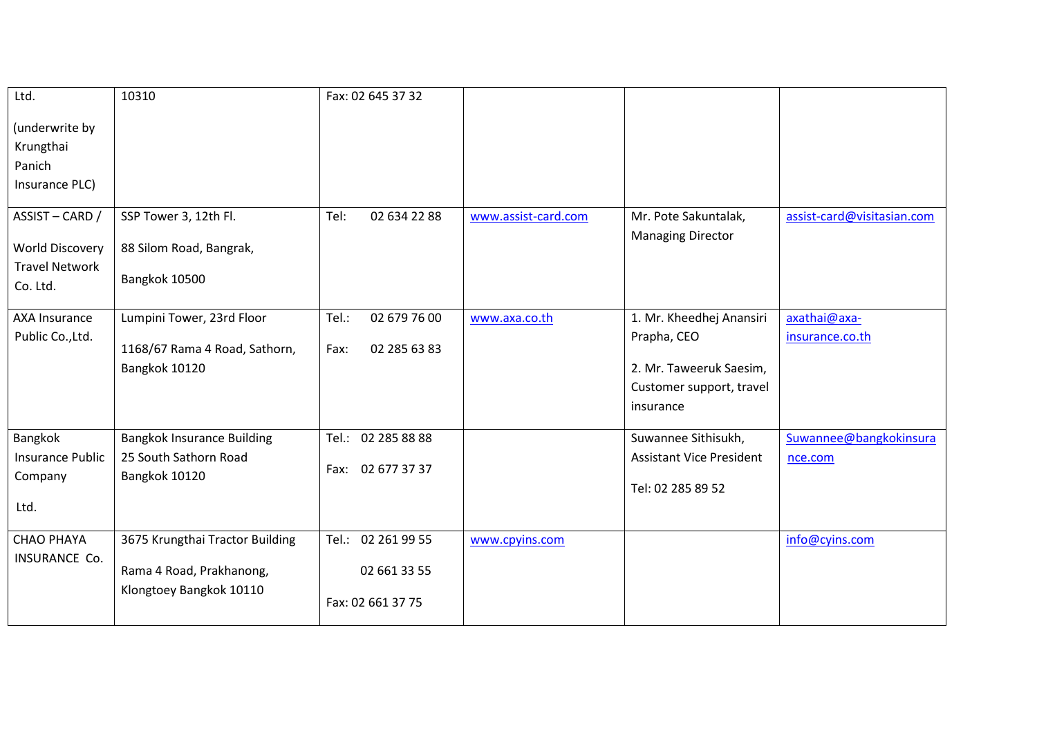| | | | | | |
|---|---|---|---|---|---|
| Ltd.<br><br>(underwrite by Krungthai Panich Insurance PLC) | 10310 | Fax: 02 645 37 32 | | | |
| ASSIST – CARD /<br><br>World Discovery Travel Network Co. Ltd. | SSP Tower 3, 12th Fl.<br><br>88 Silom Road, Bangrak,<br><br>Bangkok 10500 | Tel: 02 634 22 88 | www.assist-card.com | Mr. Pote Sakuntalak, Managing Director | assist-card@visitasian.com |
| AXA Insurance Public Co.,Ltd. | Lumpini Tower, 23rd Floor<br><br>1168/67 Rama 4 Road, Sathorn, Bangkok 10120 | Tel.: 02 679 76 00<br><br>Fax: 02 285 63 83 | www.axa.co.th | 1. Mr. Kheedhej Anansiri Prapha, CEO<br><br>2. Mr. Taweeruk Saesim, Customer support, travel insurance | axathai@axa-insurance.co.th |
| Bangkok Insurance Public Company<br><br>Ltd. | Bangkok Insurance Building 25 South Sathorn Road Bangkok 10120 | Tel.: 02 285 88 88<br><br>Fax: 02 677 37 37 | | Suwannee Sithisukh, Assistant Vice President<br><br>Tel: 02 285 89 52 | Suwannee@bangkokinsurance.com |
| CHAO PHAYA INSURANCE Co. | 3675 Krungthai Tractor Building<br><br>Rama 4 Road, Prakhanong, Klongtoey Bangkok 10110 | Tel.: 02 261 99 55<br><br>02 661 33 55<br><br>Fax: 02 661 37 75 | www.cpyins.com | | info@cyins.com |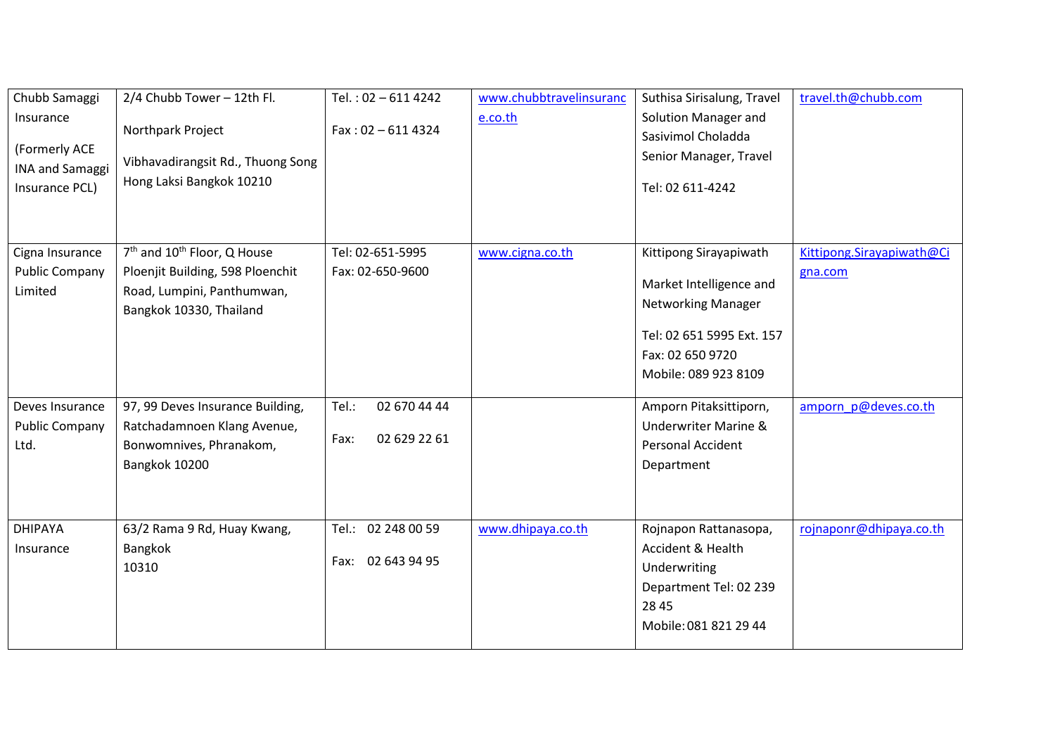| Chubb Samaggi Insurance<br><br>(Formerly ACE INA and Samaggi Insurance PCL) | 2/4 Chubb Tower – 12th Fl.<br><br>Northpark Project<br><br>Vibhavadirangsit Rd., Thuong Song Hong Laksi Bangkok 10210 | Tel. : 02 – 611 4242<br><br>Fax : 02 – 611 4324 | www.chubbtravelinsurance.co.th | Suthisa Sirisalung, Travel Solution Manager and Sasivimol Choladda Senior Manager, Travel<br><br>Tel: 02 611-4242 | travel.th@chubb.com |
|---|---|---|---|---|---|
| Cigna Insurance Public Company Limited | 7th and 10th Floor, Q House Ploenjit Building, 598 Ploenchit Road, Lumpini, Panthumwan, Bangkok 10330, Thailand | Tel: 02-651-5995<br>Fax: 02-650-9600 | www.cigna.co.th | Kittipong Sirayapiwath<br><br>Market Intelligence and Networking Manager<br><br>Tel: 02 651 5995 Ext. 157<br>Fax: 02 650 9720<br>Mobile: 089 923 8109 | Kittipong.Sirayapiwath@Cigna.com |
| Deves Insurance Public Company Ltd. | 97, 99 Deves Insurance Building, Ratchadamnoen Klang Avenue, Bonwomnives, Phranakom, Bangkok 10200 | Tel.: 02 670 44 44<br><br>Fax: 02 629 22 61 | | Amporn Pitaksittiporn, Underwriter Marine & Personal Accident Department | amporn_p@deves.co.th |
| DHIPAYA Insurance | 63/2 Rama 9 Rd, Huay Kwang, Bangkok<br>10310 | Tel.: 02 248 00 59<br><br>Fax: 02 643 94 95 | www.dhipaya.co.th | Rojnapon Rattanasopa, Accident & Health Underwriting Department Tel: 02 239 28 45<br>Mobile: 081 821 29 44 | rojnaponr@dhipaya.co.th |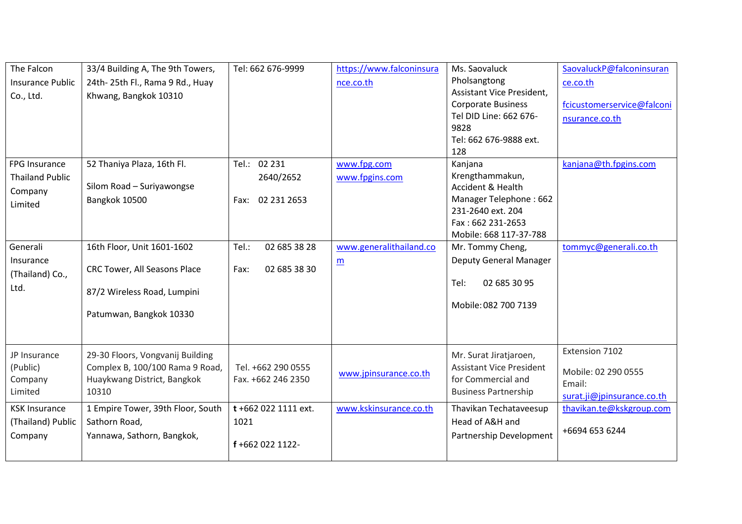| The Falcon Insurance Public Co., Ltd. | 33/4 Building A, The 9th Towers, 24th- 25th Fl., Rama 9 Rd., Huay Khwang, Bangkok 10310 | Tel: 662 676-9999 | https://www.falconinsurance.co.th | Ms. Saovaluck Pholsangtong Assistant Vice President, Corporate Business Tel DID Line: 662 676-9828 Tel: 662 676-9888 ext. 128 | SaovaluckP@falconinsurance.co.th fcicustomerservice@falconinsurance.co.th |
|---|---|---|---|---|---|
| FPG Insurance Thailand Public Company Limited | 52 Thaniya Plaza, 16th Fl. Silom Road – Suriyawongse Bangkok 10500 | Tel.: 02 231 2640/2652 Fax: 02 231 2653 | www.fpg.com www.fpgins.com | Kanjana Krengthammakun, Accident & Health Manager Telephone : 662 231-2640 ext. 204 Fax : 662 231-2653 Mobile: 668 117-37-788 | kanjana@th.fpgins.com |
| Generali Insurance (Thailand) Co., Ltd. | 16th Floor, Unit 1601-1602 CRC Tower, All Seasons Place 87/2 Wireless Road, Lumpini Patumwan, Bangkok 10330 | Tel.: 02 685 38 28 Fax: 02 685 38 30 | www.generalithailand.com | Mr. Tommy Cheng, Deputy General Manager Tel: 02 685 30 95 Mobile: 082 700 7139 | tommyc@generali.co.th |
| JP Insurance (Public) Company Limited | 29-30 Floors, Vongvanij Building Complex B, 100/100 Rama 9 Road, Huaykwang District, Bangkok 10310 | Tel. +662 290 0555 Fax. +662 246 2350 | www.jpinsurance.co.th | Mr. Surat Jiratjaroen, Assistant Vice President for Commercial and Business Partnership | Extension 7102 Mobile: 02 290 0555 Email: surat.ji@jpinsurance.co.th |
| KSK Insurance (Thailand) Public Company | 1 Empire Tower, 39th Floor, South Sathorn Road, Yannawa, Sathorn, Bangkok, | **t** +662 022 1111 ext. 1021 **f** +662 022 1122- | www.kskinsurance.co.th | Thavikan Techataveesup Head of A&H and Partnership Development | thavikan.te@kskgroup.com +6694 653 6244 |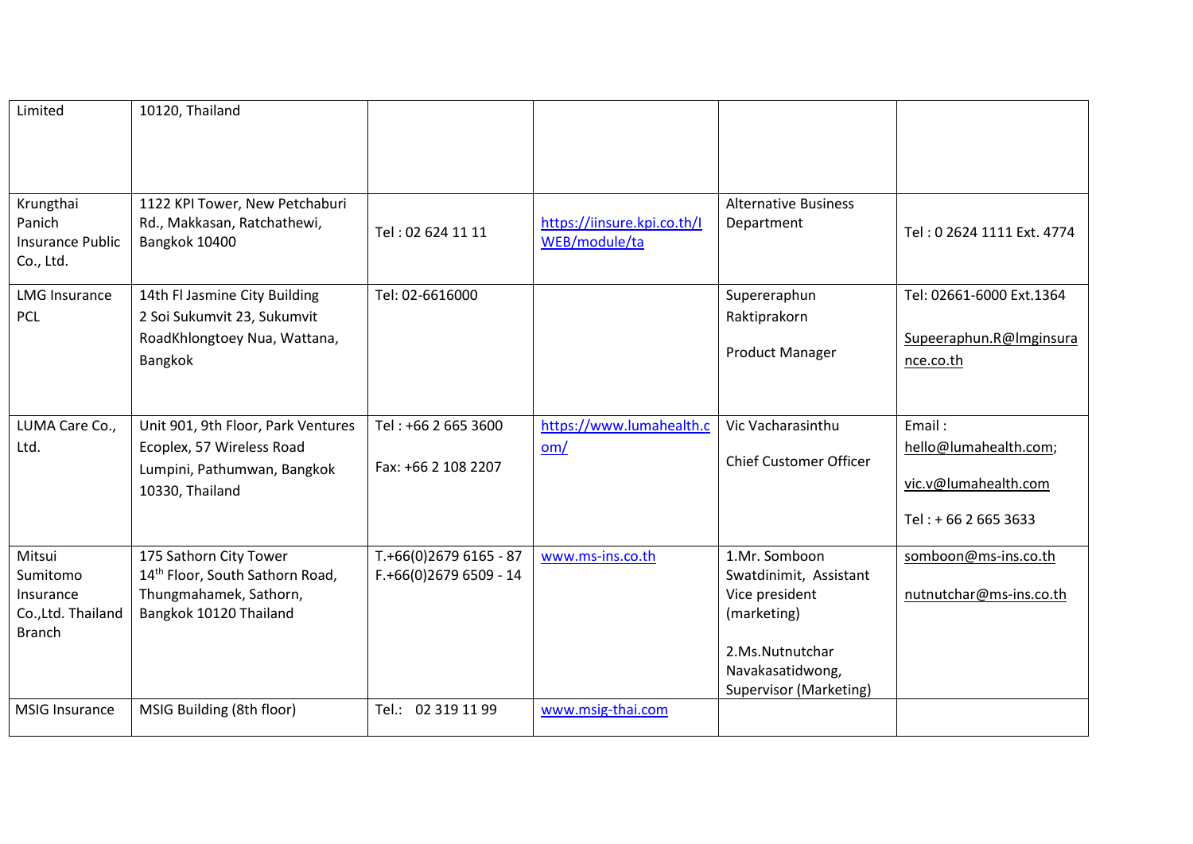| Limited | 10120, Thailand | | | | |
|---|---|---|---|---|---|
| Krungthai Panich Insurance Public Co., Ltd. | 1122 KPI Tower, New Petchaburi Rd., Makkasan, Ratchathewi, Bangkok 10400 | Tel : 02 624 11 11 | https://iinsure.kpi.co.th/IWEB/module/ta | Alternative Business Department | Tel : 0 2624 1111 Ext. 4774 |
| LMG Insurance PCL | 14th Fl Jasmine City Building 2 Soi Sukumvit 23, Sukumvit RoadKhlongtoey Nua, Wattana, Bangkok | Tel: 02-6616000 | | Supereraphun Raktiprakorn<br><br>Product Manager | Tel: 02661-6000 Ext.1364<br><br>Supeeraphun.R@lmginsurance.co.th |
| LUMA Care Co., Ltd. | Unit 901, 9th Floor, Park Ventures Ecoplex, 57 Wireless Road Lumpini, Pathumwan, Bangkok 10330, Thailand | Tel : +66 2 665 3600<br><br>Fax: +66 2 108 2207 | https://www.lumahealth.com/ | Vic Vacharasinthu<br><br>Chief Customer Officer | Email : hello@lumahealth.com;<br><br>vic.v@lumahealth.com<br><br>Tel : + 66 2 665 3633 |
| Mitsui Sumitomo Insurance Co.,Ltd. Thailand Branch | 175 Sathorn City Tower 14th Floor, South Sathorn Road, Thungmahamek, Sathorn, Bangkok 10120 Thailand | T.+66(0)2679 6165 - 87<br>F.+66(0)2679 6509 - 14 | www.ms-ins.co.th | 1.Mr. Somboon Swatdinimit, Assistant Vice president (marketing)<br><br>2.Ms.Nutnutchar Navakasatidwong, Supervisor (Marketing) | somboon@ms-ins.co.th<br><br>nutnutchar@ms-ins.co.th |
| MSIG Insurance | MSIG Building (8th floor) | Tel.: 02 319 11 99 | www.msig-thai.com | | |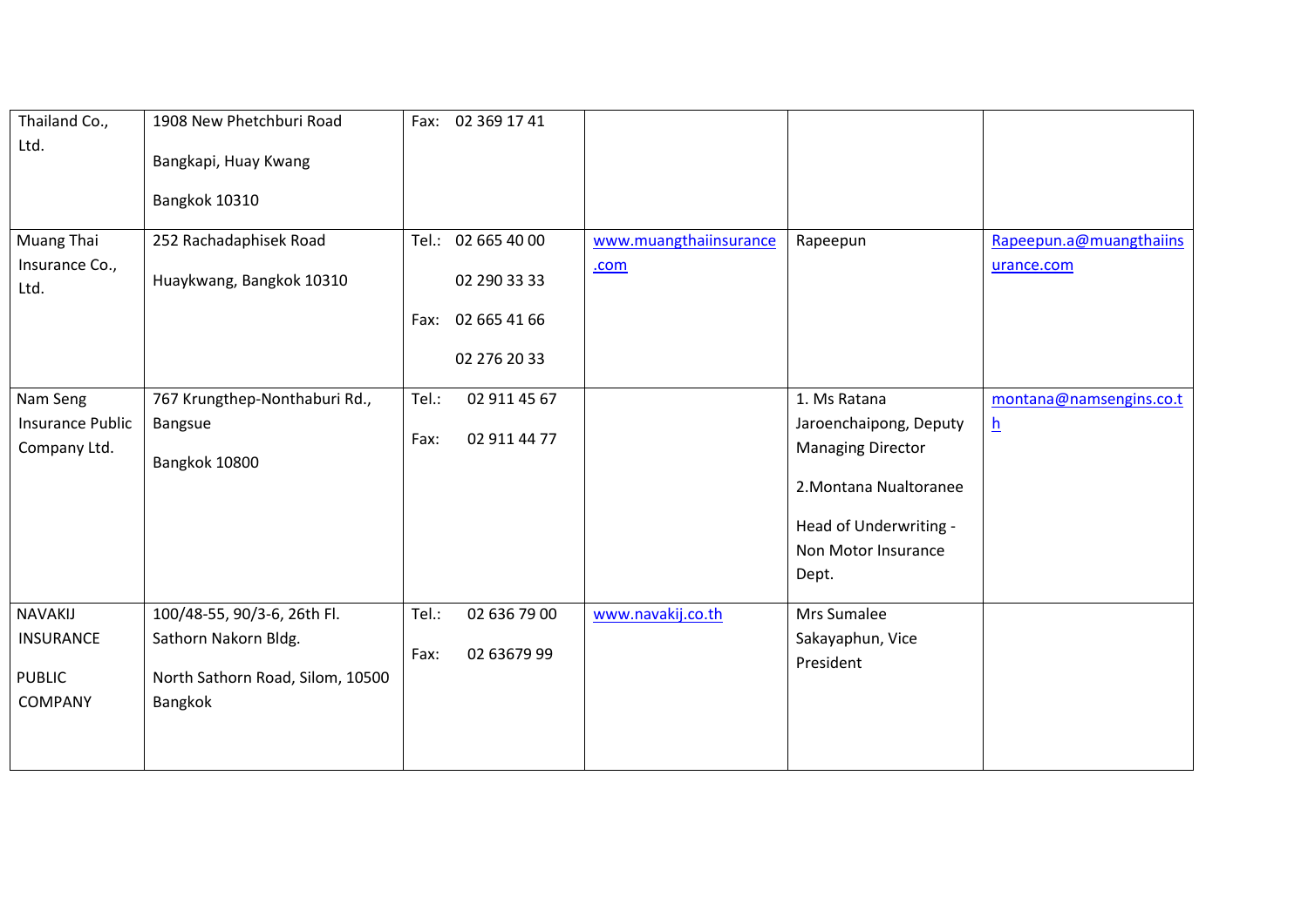| | | | | | |
|---|---|---|---|---|---|
| Thailand Co., Ltd. | 1908 New Phetchburi Road<br>Bangkapi, Huay Kwang<br>Bangkok 10310 | Fax: 02 369 17 41 | | | |
| Muang Thai Insurance Co., Ltd. | 252 Rachadaphisek Road<br>Huaykwang, Bangkok 10310 | Tel.: 02 665 40 00<br>02 290 33 33<br>Fax: 02 665 41 66<br>02 276 20 33 | www.muangthaiinsurance.com | Rapeepun | Rapeepun.a@muangthaiinsurance.com |
| Nam Seng Insurance Public Company Ltd. | 767 Krungthep-Nonthaburi Rd., Bangsue<br>Bangkok 10800 | Tel.: 02 911 45 67<br>Fax: 02 911 44 77 | | 1. Ms Ratana Jaroenchaipong, Deputy Managing Director<br>2.Montana Nualtoranee<br>Head of Underwriting - Non Motor Insurance Dept. | montana@namsengins.co.th |
| NAVAKIJ INSURANCE<br>PUBLIC COMPANY | 100/48-55, 90/3-6, 26th Fl. Sathorn Nakorn Bldg.<br>North Sathorn Road, Silom, 10500 Bangkok | Tel.: 02 636 79 00<br>Fax: 02 63679 99 | www.navakij.co.th | Mrs Sumalee Sakayaphun, Vice President | |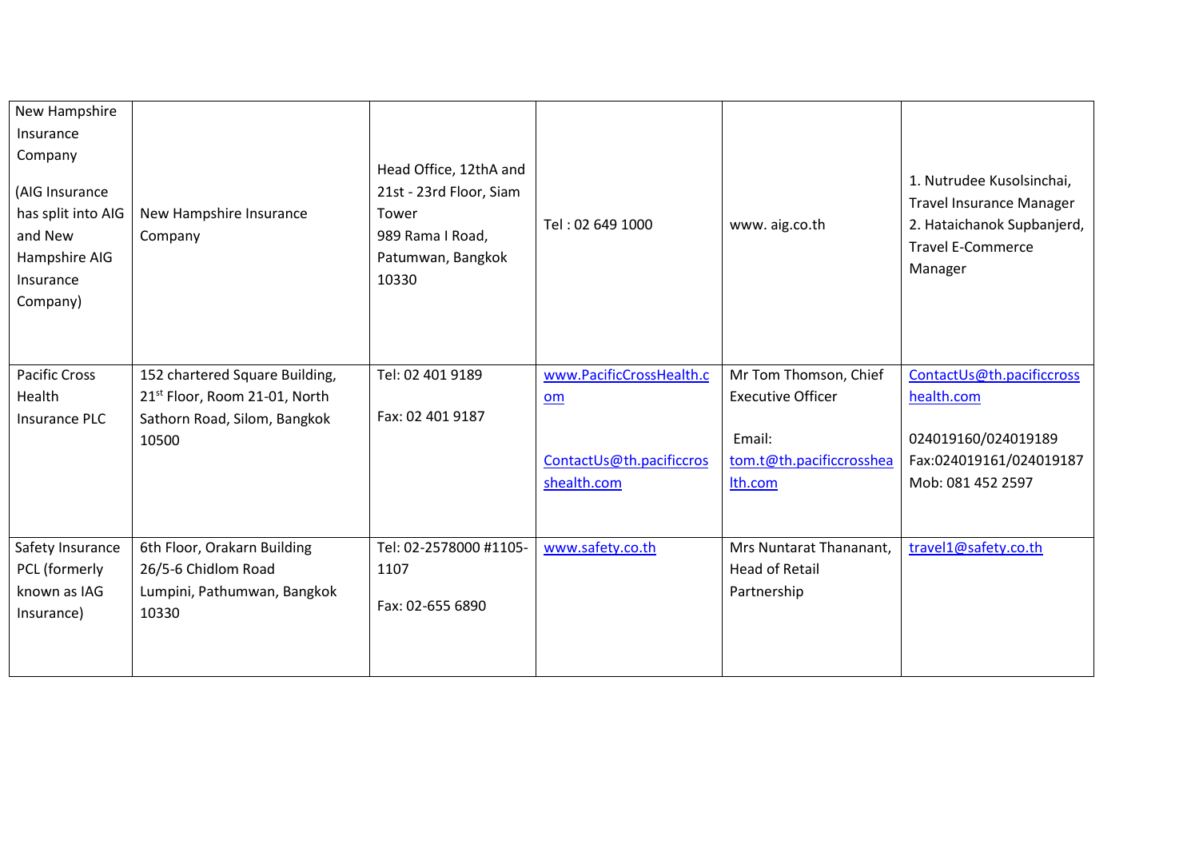| | | | | | |
|---|---|---|---|---|---|
| New Hampshire Insurance Company (AIG Insurance has split into AIG and New Hampshire AIG Insurance Company) | New Hampshire Insurance Company | Head Office, 12thA and 21st - 23rd Floor, Siam Tower 989 Rama I Road, Patumwan, Bangkok 10330 | Tel : 02 649 1000 | www. aig.co.th | 1. Nutrudee Kusolsinchai, Travel Insurance Manager 2. Hataichanok Supbanjerd, Travel E-Commerce Manager |
| Pacific Cross Health Insurance PLC | 152 chartered Square Building, 21st Floor, Room 21-01, North Sathorn Road, Silom, Bangkok 10500 | Tel: 02 401 9189<br><br>Fax: 02 401 9187 | www.PacificCrossHealth.com<br><br>ContactUs@th.pacificcrosshealth.com | Mr Tom Thomson, Chief Executive Officer<br><br>Email: tom.t@th.pacificcrosshealth.com | ContactUs@th.pacificcrosshealth.com<br><br>024019160/024019189 Fax:024019161/024019187 Mob: 081 452 2597 |
| Safety Insurance PCL (formerly known as IAG Insurance) | 6th Floor, Orakarn Building 26/5-6 Chidlom Road Lumpini, Pathumwan, Bangkok 10330 | Tel: 02-2578000 #1105-1107<br><br>Fax: 02-655 6890 | www.safety.co.th | Mrs Nuntarat Thananant, Head of Retail Partnership | travel1@safety.co.th |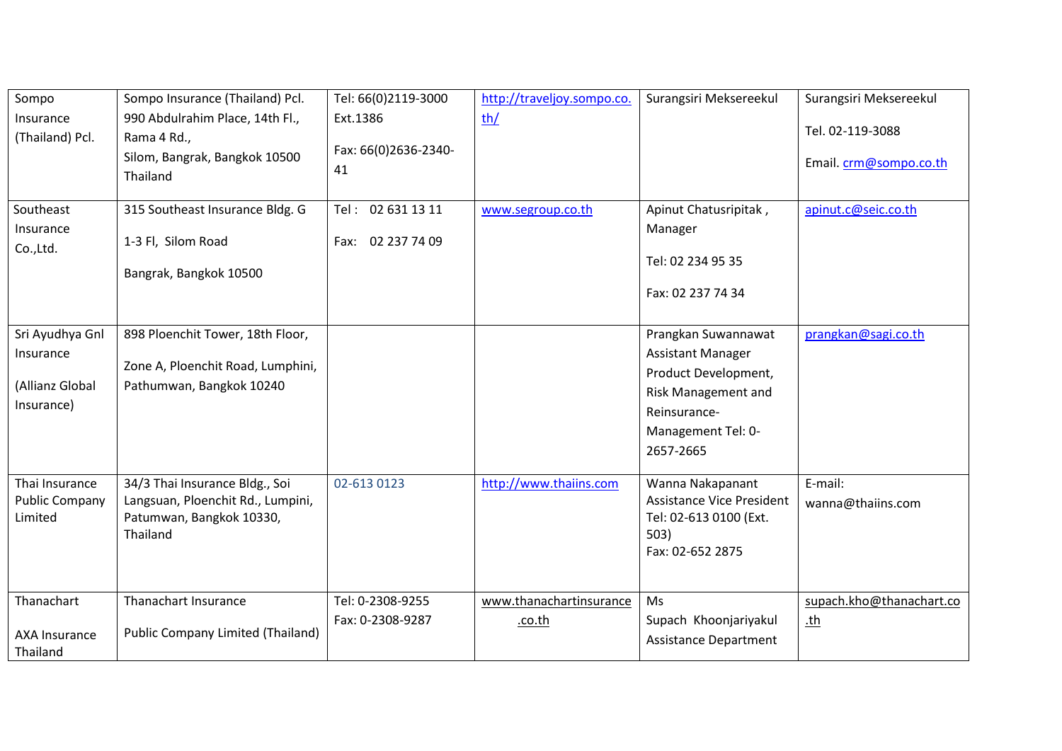| Sompo Insurance (Thailand) Pcl. | Sompo Insurance (Thailand) Pcl. 990 Abdulrahim Place, 14th Fl., Rama 4 Rd., Silom, Bangrak, Bangkok 10500 Thailand | Tel: 66(0)2119-3000 Ext.1386<br><br>Fax: 66(0)2636-2340-41 | http://traveljoy.sompo.co.th/ | Surangsiri Meksereekul | Surangsiri Meksereekul<br><br>Tel. 02-119-3088<br><br>Email. crm@sompo.co.th |
|---|---|---|---|---|---|
| Southeast Insurance Co.,Ltd. | 315 Southeast Insurance Bldg. G<br><br>1-3 Fl, Silom Road<br><br>Bangrak, Bangkok 10500 | Tel : 02 631 13 11<br><br>Fax: 02 237 74 09 | www.segroup.co.th | Apinut Chatusripitak , Manager<br><br>Tel: 02 234 95 35<br><br>Fax: 02 237 74 34 | apinut.c@seic.co.th |
| Sri Ayudhya Gnl Insurance<br><br>(Allianz Global Insurance) | 898 Ploenchit Tower, 18th Floor,<br><br>Zone A, Ploenchit Road, Lumphini, Pathumwan, Bangkok 10240 | | | Prangkan Suwannawat Assistant Manager Product Development, Risk Management and Reinsurance-Management Tel: 0-2657-2665 | prangkan@sagi.co.th |
| Thai Insurance Public Company Limited | 34/3 Thai Insurance Bldg., Soi Langsuan, Ploenchit Rd., Lumpini, Patumwan, Bangkok 10330, Thailand | 02-613 0123 | http://www.thaiins.com | Wanna Nakapanant Assistance Vice President Tel: 02-613 0100 (Ext. 503)<br>Fax: 02-652 2875 | E-mail: wanna@thaiins.com |
| Thanachart<br><br>AXA Insurance Thailand | Thanachart Insurance<br><br>Public Company Limited (Thailand) | Tel: 0-2308-9255<br>Fax: 0-2308-9287 | www.thanachartinsurance.co.th | Ms<br>Supach Khoonjariyakul Assistance Department | supach.kho@thanachart.co.th |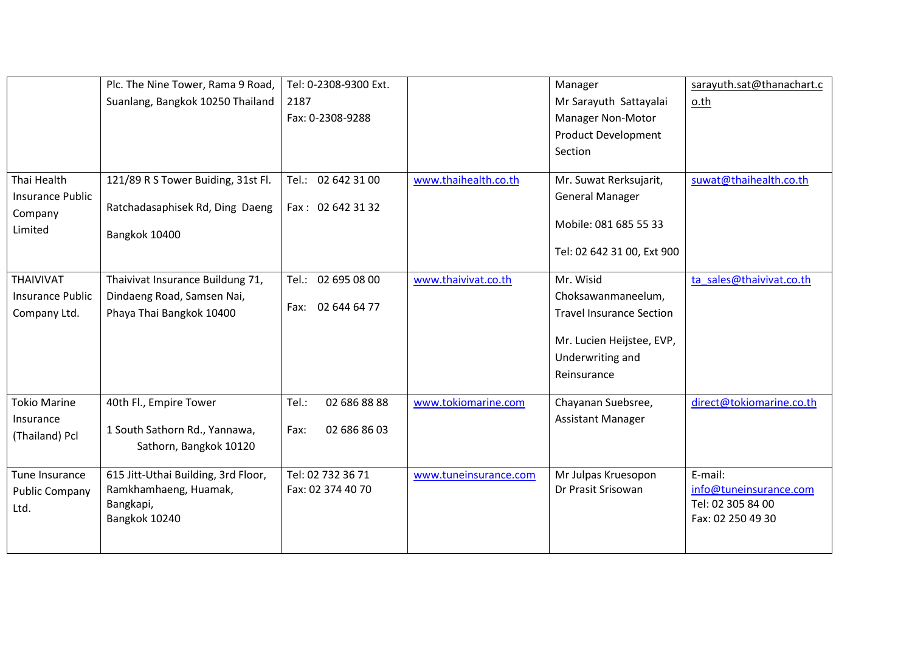| | | | | | |
|---|---|---|---|---|---|
| | Plc. The Nine Tower, Rama 9 Road, Suanlang, Bangkok 10250 Thailand | Tel: 0-2308-9300 Ext. 2187<br>Fax: 0-2308-9288 | | Manager<br>Mr Sarayuth Sattayalai Manager Non-Motor Product Development Section | sarayuth.sat@thanachart.co.th |
| Thai Health Insurance Public Company Limited | 121/89 R S Tower Buiding, 31st Fl.<br>Ratchadasaphisek Rd, Ding Daeng<br>Bangkok 10400 | Tel.: 02 642 31 00<br>Fax : 02 642 31 32 | www.thaihealth.co.th | Mr. Suwat Rerksujarit, General Manager<br>Mobile: 081 685 55 33<br>Tel: 02 642 31 00, Ext 900 | suwat@thaihealth.co.th |
| THAIVIVAT Insurance Public Company Ltd. | Thaivivat Insurance Buildung 71, Dindaeng Road, Samsen Nai, Phaya Thai Bangkok 10400 | Tel.: 02 695 08 00<br>Fax: 02 644 64 77 | www.thaivivat.co.th | Mr. Wisid Choksawanmaneelum, Travel Insurance Section<br>Mr. Lucien Heijstee, EVP, Underwriting and Reinsurance | ta_sales@thaivivat.co.th |
| Tokio Marine Insurance (Thailand) Pcl | 40th Fl., Empire Tower<br>1 South Sathorn Rd., Yannawa, Sathorn, Bangkok 10120 | Tel.: 02 686 88 88<br>Fax: 02 686 86 03 | www.tokiomarine.com | Chayanan Suebsree, Assistant Manager | direct@tokiomarine.co.th |
| Tune Insurance Public Company Ltd. | 615 Jitt-Uthai Building, 3rd Floor, Ramkhamhaeng, Huamak, Bangkapi, Bangkok 10240 | Tel: 02 732 36 71<br>Fax: 02 374 40 70 | www.tuneinsurance.com | Mr Julpas Kruesopon<br>Dr Prasit Srisowan | E-mail: info@tuneinsurance.com<br>Tel: 02 305 84 00<br>Fax: 02 250 49 30 |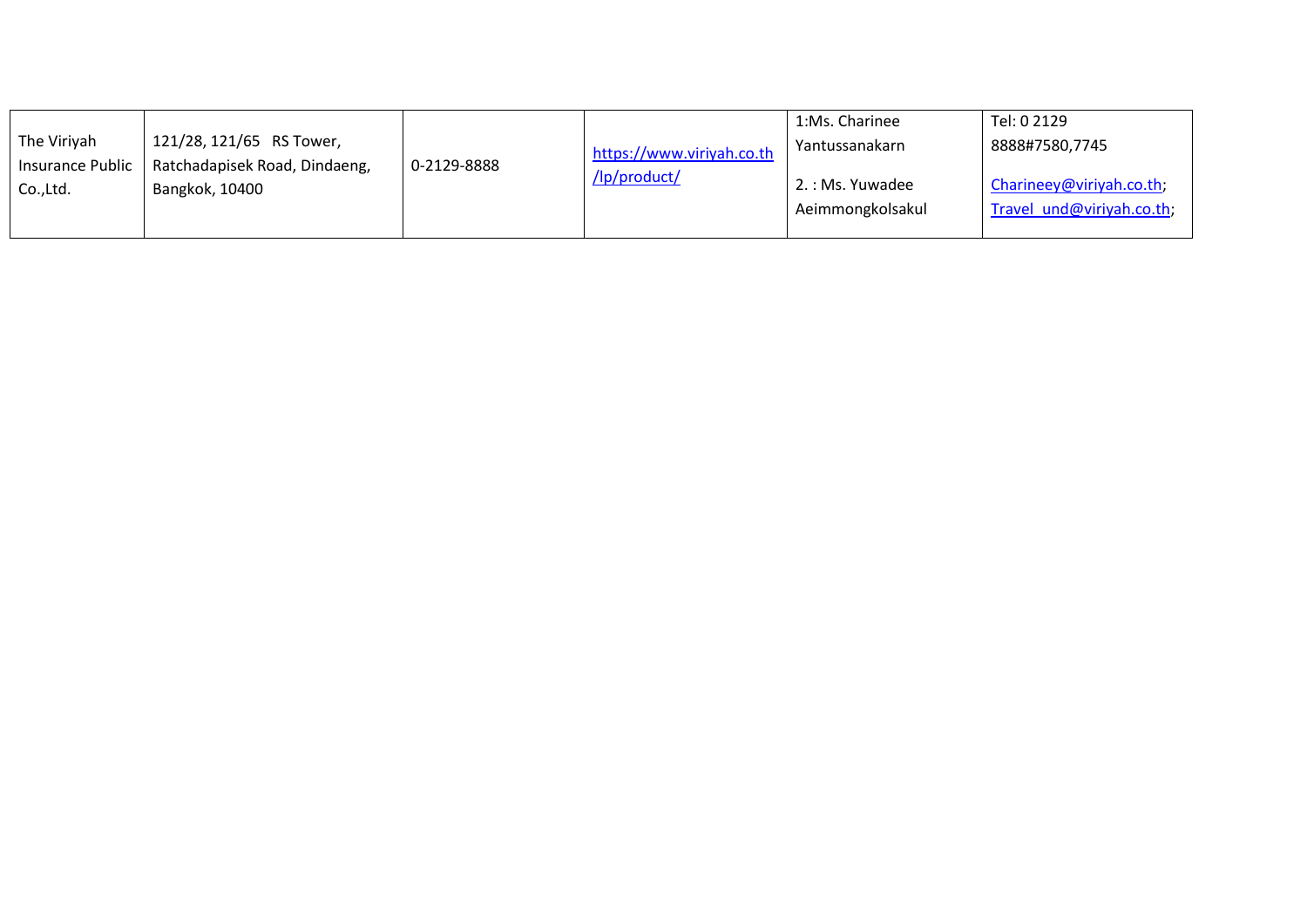| | | | | | |
|---|---|---|---|---|---|
| The Viriyah Insurance Public Co.,Ltd. | 121/28, 121/65 RS Tower, Ratchadapisek Road, Dindaeng, Bangkok, 10400 | 0-2129-8888 | https://www.viriyah.co.th/lp/product/ | 1:Ms. Charinee Yantussanakarn<br>2. : Ms. Yuwadee Aeimmongkolsakul | Tel: 0 2129 8888#7580,7745<br>Charineey@viriyah.co.th; Travel_und@viriyah.co.th; |